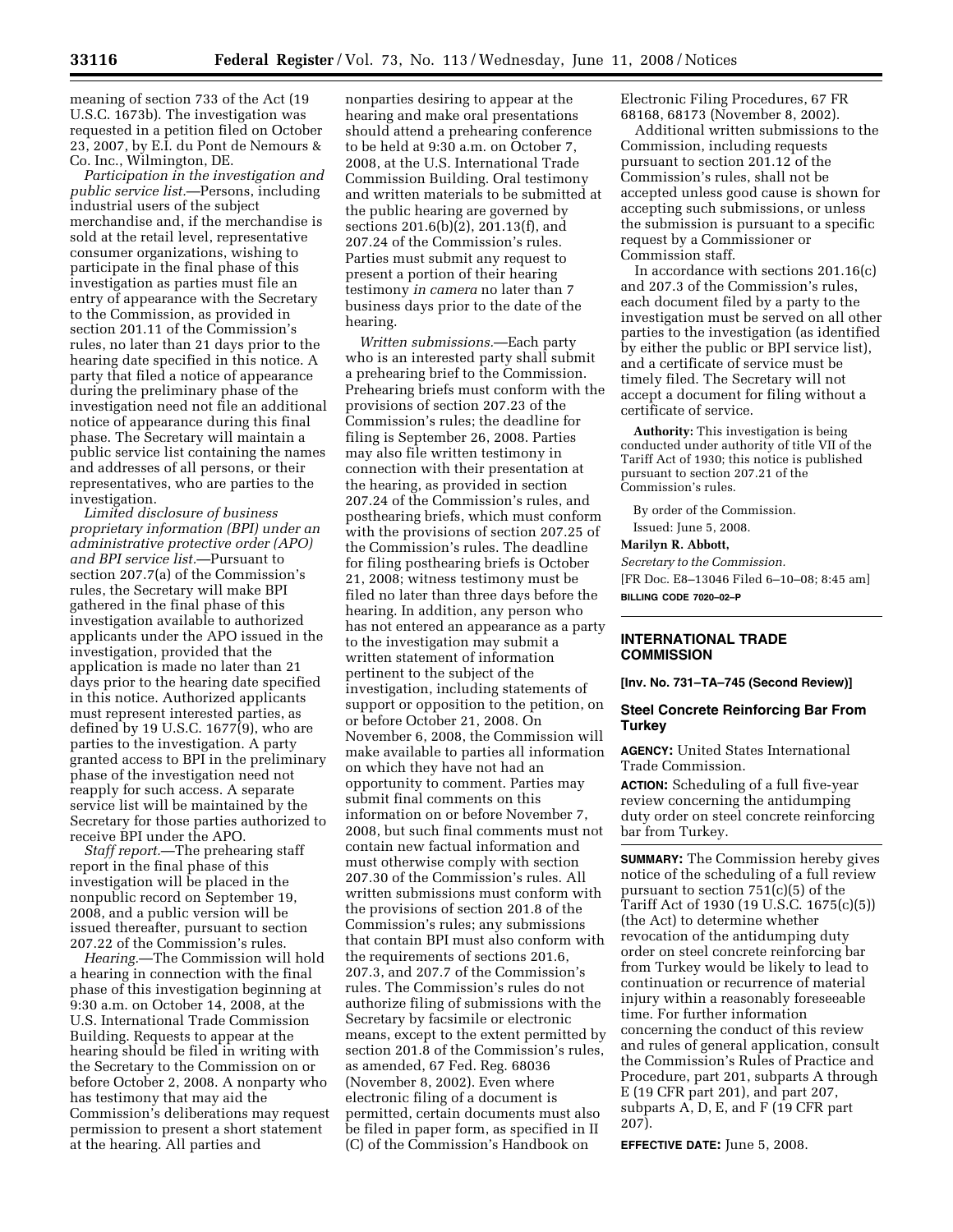meaning of section 733 of the Act (19 U.S.C. 1673b). The investigation was requested in a petition filed on October 23, 2007, by E.I. du Pont de Nemours & Co. Inc., Wilmington, DE.

*Participation in the investigation and public service list.*—Persons, including industrial users of the subject merchandise and, if the merchandise is sold at the retail level, representative consumer organizations, wishing to participate in the final phase of this investigation as parties must file an entry of appearance with the Secretary to the Commission, as provided in section 201.11 of the Commission's rules, no later than 21 days prior to the hearing date specified in this notice. A party that filed a notice of appearance during the preliminary phase of the investigation need not file an additional notice of appearance during this final phase. The Secretary will maintain a public service list containing the names and addresses of all persons, or their representatives, who are parties to the investigation.

*Limited disclosure of business proprietary information (BPI) under an administrative protective order (APO) and BPI service list.*—Pursuant to section 207.7(a) of the Commission's rules, the Secretary will make BPI gathered in the final phase of this investigation available to authorized applicants under the APO issued in the investigation, provided that the application is made no later than 21 days prior to the hearing date specified in this notice. Authorized applicants must represent interested parties, as defined by 19 U.S.C. 1677(9), who are parties to the investigation. A party granted access to BPI in the preliminary phase of the investigation need not reapply for such access. A separate service list will be maintained by the Secretary for those parties authorized to receive BPI under the APO.

*Staff report.*—The prehearing staff report in the final phase of this investigation will be placed in the nonpublic record on September 19, 2008, and a public version will be issued thereafter, pursuant to section 207.22 of the Commission's rules.

*Hearing.*—The Commission will hold a hearing in connection with the final phase of this investigation beginning at 9:30 a.m. on October 14, 2008, at the U.S. International Trade Commission Building. Requests to appear at the hearing should be filed in writing with the Secretary to the Commission on or before October 2, 2008. A nonparty who has testimony that may aid the Commission's deliberations may request permission to present a short statement at the hearing. All parties and nonparties desiring to appear at the hearing and make oral presentations should attend a prehearing conference to be held at 9:30 a.m. on October 7, 2008, at the U.S. International Trade Commission Building. Oral testimony and written materials to be submitted at the public hearing are governed by sections 201.6(b)(2), 201.13(f), and 207.24 of the Commission's rules. Parties must submit any request to present a portion of their hearing testimony *in camera* no later than 7 business days prior to the date of the hearing.

*Written submissions.*—Each party who is an interested party shall submit a prehearing brief to the Commission. Prehearing briefs must conform with the provisions of section 207.23 of the Commission's rules; the deadline for filing is September 26, 2008. Parties may also file written testimony in connection with their presentation at the hearing, as provided in section 207.24 of the Commission's rules, and posthearing briefs, which must conform with the provisions of section 207.25 of the Commission's rules. The deadline for filing posthearing briefs is October 21, 2008; witness testimony must be filed no later than three days before the hearing. In addition, any person who has not entered an appearance as a party to the investigation may submit a written statement of information pertinent to the subject of the investigation, including statements of support or opposition to the petition, on or before October 21, 2008. On November 6, 2008, the Commission will make available to parties all information on which they have not had an opportunity to comment. Parties may submit final comments on this information on or before November 7, 2008, but such final comments must not contain new factual information and must otherwise comply with section 207.30 of the Commission's rules. All written submissions must conform with the provisions of section 201.8 of the Commission's rules; any submissions that contain BPI must also conform with the requirements of sections 201.6, 207.3, and 207.7 of the Commission's rules. The Commission's rules do not authorize filing of submissions with the Secretary by facsimile or electronic means, except to the extent permitted by section 201.8 of the Commission's rules, as amended, 67 Fed. Reg. 68036 (November 8, 2002). Even where electronic filing of a document is permitted, certain documents must also be filed in paper form, as specified in II (C) of the Commission's Handbook on Electronic Filing Procedures, 67 FR 68168, 68173 (November 8, 2002).

Additional written submissions to the Commission, including requests pursuant to section 201.12 of the Commission's rules, shall not be accepted unless good cause is shown for accepting such submissions, or unless the submission is pursuant to a specific request by a Commissioner or Commission staff.

In accordance with sections 201.16(c) and 207.3 of the Commission's rules, each document filed by a party to the investigation must be served on all other parties to the investigation (as identified by either the public or BPI service list), and a certificate of service must be timely filed. The Secretary will not accept a document for filing without a certificate of service.

**Authority:** This investigation is being conducted under authority of title VII of the Tariff Act of 1930; this notice is published pursuant to section 207.21 of the Commission's rules.

By order of the Commission.

Issued: June 5, 2008.

**Marilyn R. Abbott,**

*Secretary to the Commission.*

[FR Doc. E8–13046 Filed 6–10–08; 8:45 am]

**BILLING CODE 7020–02–P**

---

## INTERNATIONAL TRADE COMMISSION

**[Inv. No. 731–TA–745 (Second Review)]**

## Steel Concrete Reinforcing Bar From Turkey

**AGENCY:** United States International Trade Commission.

**ACTION:** Scheduling of a full five-year review concerning the antidumping duty order on steel concrete reinforcing bar from Turkey.

**SUMMARY:** The Commission hereby gives notice of the scheduling of a full review pursuant to section 751(c)(5) of the Tariff Act of 1930 (19 U.S.C. 1675(c)(5)) (the Act) to determine whether revocation of the antidumping duty order on steel concrete reinforcing bar from Turkey would be likely to lead to continuation or recurrence of material injury within a reasonably foreseeable time. For further information concerning the conduct of this review and rules of general application, consult the Commission's Rules of Practice and Procedure, part 201, subparts A through E (19 CFR part 201), and part 207, subparts A, D, E, and F (19 CFR part 207).

**EFFECTIVE DATE:** June 5, 2008.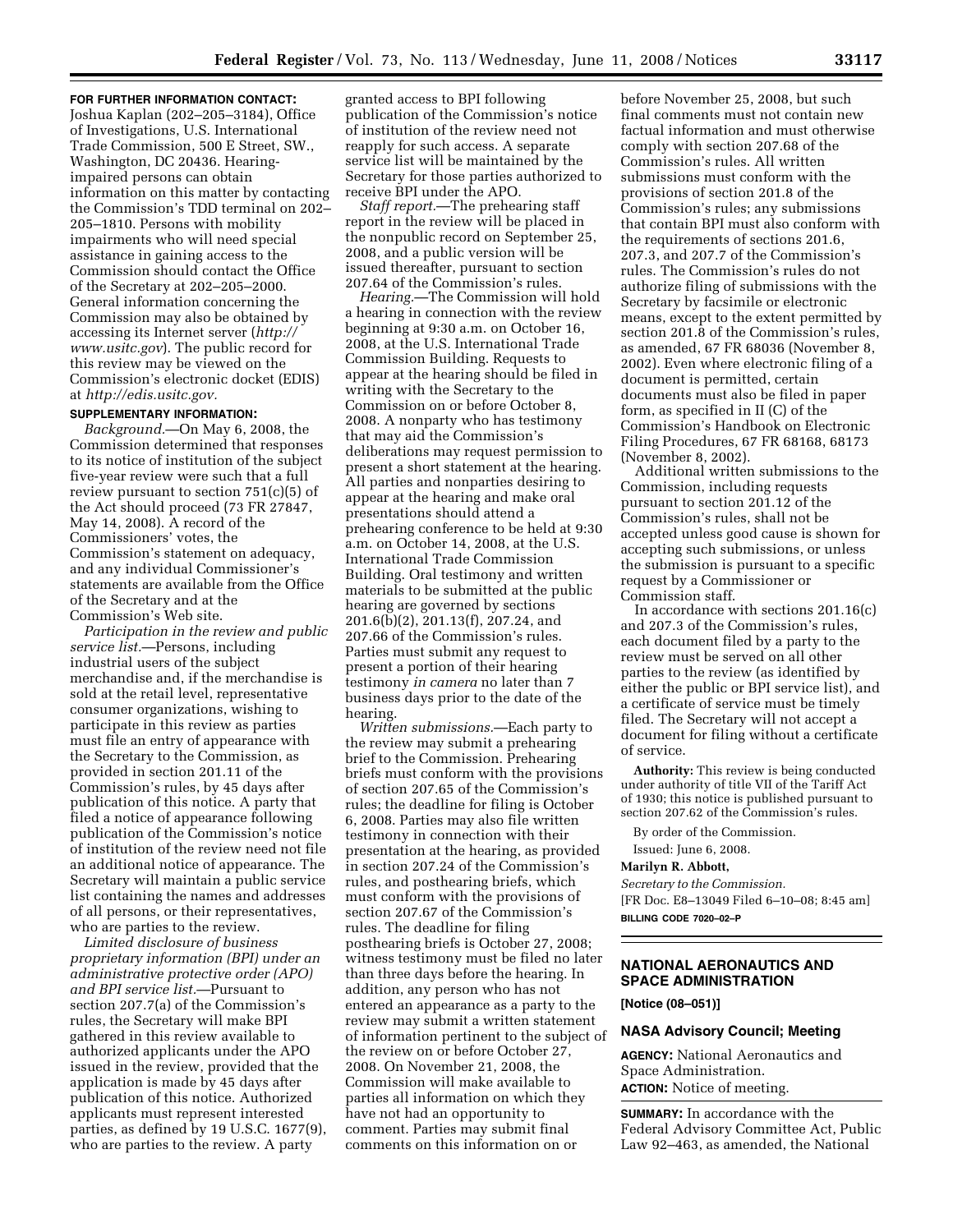**FOR FURTHER INFORMATION CONTACT:** Joshua Kaplan (202–205–3184), Office of Investigations, U.S. International Trade Commission, 500 E Street, SW., Washington, DC 20436. Hearing-impaired persons can obtain information on this matter by contacting the Commission's TDD terminal on 202–205–1810. Persons with mobility impairments who will need special assistance in gaining access to the Commission should contact the Office of the Secretary at 202–205–2000. General information concerning the Commission may also be obtained by accessing its Internet server (*http://www.usitc.gov*). The public record for this review may be viewed on the Commission's electronic docket (EDIS) at *http://edis.usitc.gov.*

**SUPPLEMENTARY INFORMATION:**

*Background.*—On May 6, 2008, the Commission determined that responses to its notice of institution of the subject five-year review were such that a full review pursuant to section 751(c)(5) of the Act should proceed (73 FR 27847, May 14, 2008). A record of the Commissioners' votes, the Commission's statement on adequacy, and any individual Commissioner's statements are available from the Office of the Secretary and at the Commission's Web site.

*Participation in the review and public service list.*—Persons, including industrial users of the subject merchandise and, if the merchandise is sold at the retail level, representative consumer organizations, wishing to participate in this review as parties must file an entry of appearance with the Secretary to the Commission, as provided in section 201.11 of the Commission's rules, by 45 days after publication of this notice. A party that filed a notice of appearance following publication of the Commission's notice of institution of the review need not file an additional notice of appearance. The Secretary will maintain a public service list containing the names and addresses of all persons, or their representatives, who are parties to the review.

*Limited disclosure of business proprietary information (BPI) under an administrative protective order (APO) and BPI service list.*—Pursuant to section 207.7(a) of the Commission's rules, the Secretary will make BPI gathered in this review available to authorized applicants under the APO issued in the review, provided that the application is made by 45 days after publication of this notice. Authorized applicants must represent interested parties, as defined by 19 U.S.C. 1677(9), who are parties to the review. A party granted access to BPI following publication of the Commission's notice of institution of the review need not reapply for such access. A separate service list will be maintained by the Secretary for those parties authorized to receive BPI under the APO.

*Staff report.*—The prehearing staff report in the review will be placed in the nonpublic record on September 25, 2008, and a public version will be issued thereafter, pursuant to section 207.64 of the Commission's rules.

*Hearing.*—The Commission will hold a hearing in connection with the review beginning at 9:30 a.m. on October 16, 2008, at the U.S. International Trade Commission Building. Requests to appear at the hearing should be filed in writing with the Secretary to the Commission on or before October 8, 2008. A nonparty who has testimony that may aid the Commission's deliberations may request permission to present a short statement at the hearing. All parties and nonparties desiring to appear at the hearing and make oral presentations should attend a prehearing conference to be held at 9:30 a.m. on October 14, 2008, at the U.S. International Trade Commission Building. Oral testimony and written materials to be submitted at the public hearing are governed by sections 201.6(b)(2), 201.13(f), 207.24, and 207.66 of the Commission's rules. Parties must submit any request to present a portion of their hearing testimony *in camera* no later than 7 business days prior to the date of the hearing.

*Written submissions.*—Each party to the review may submit a prehearing brief to the Commission. Prehearing briefs must conform with the provisions of section 207.65 of the Commission's rules; the deadline for filing is October 6, 2008. Parties may also file written testimony in connection with their presentation at the hearing, as provided in section 207.24 of the Commission's rules, and posthearing briefs, which must conform with the provisions of section 207.67 of the Commission's rules. The deadline for filing posthearing briefs is October 27, 2008; witness testimony must be filed no later than three days before the hearing. In addition, any person who has not entered an appearance as a party to the review may submit a written statement of information pertinent to the subject of the review on or before October 27, 2008. On November 21, 2008, the Commission will make available to parties all information on which they have not had an opportunity to comment. Parties may submit final comments on this information on or before November 25, 2008, but such final comments must not contain new factual information and must otherwise comply with section 207.68 of the Commission's rules. All written submissions must conform with the provisions of section 201.8 of the Commission's rules; any submissions that contain BPI must also conform with the requirements of sections 201.6, 207.3, and 207.7 of the Commission's rules. The Commission's rules do not authorize filing of submissions with the Secretary by facsimile or electronic means, except to the extent permitted by section 201.8 of the Commission's rules, as amended, 67 FR 68036 (November 8, 2002). Even where electronic filing of a document is permitted, certain documents must also be filed in paper form, as specified in II (C) of the Commission's Handbook on Electronic Filing Procedures, 67 FR 68168, 68173 (November 8, 2002).

Additional written submissions to the Commission, including requests pursuant to section 201.12 of the Commission's rules, shall not be accepted unless good cause is shown for accepting such submissions, or unless the submission is pursuant to a specific request by a Commissioner or Commission staff.

In accordance with sections 201.16(c) and 207.3 of the Commission's rules, each document filed by a party to the review must be served on all other parties to the review (as identified by either the public or BPI service list), and a certificate of service must be timely filed. The Secretary will not accept a document for filing without a certificate of service.

**Authority:** This review is being conducted under authority of title VII of the Tariff Act of 1930; this notice is published pursuant to section 207.62 of the Commission's rules.

By order of the Commission.

Issued: June 6, 2008.

**Marilyn R. Abbott,**

*Secretary to the Commission.*

[FR Doc. E8–13049 Filed 6–10–08; 8:45 am]

**BILLING CODE 7020–02–P**

## NATIONAL AERONAUTICS AND SPACE ADMINISTRATION

**[Notice (08–051)]**

### NASA Advisory Council; Meeting

**AGENCY:** National Aeronautics and Space Administration.

**ACTION:** Notice of meeting.

**SUMMARY:** In accordance with the Federal Advisory Committee Act, Public Law 92–463, as amended, the National